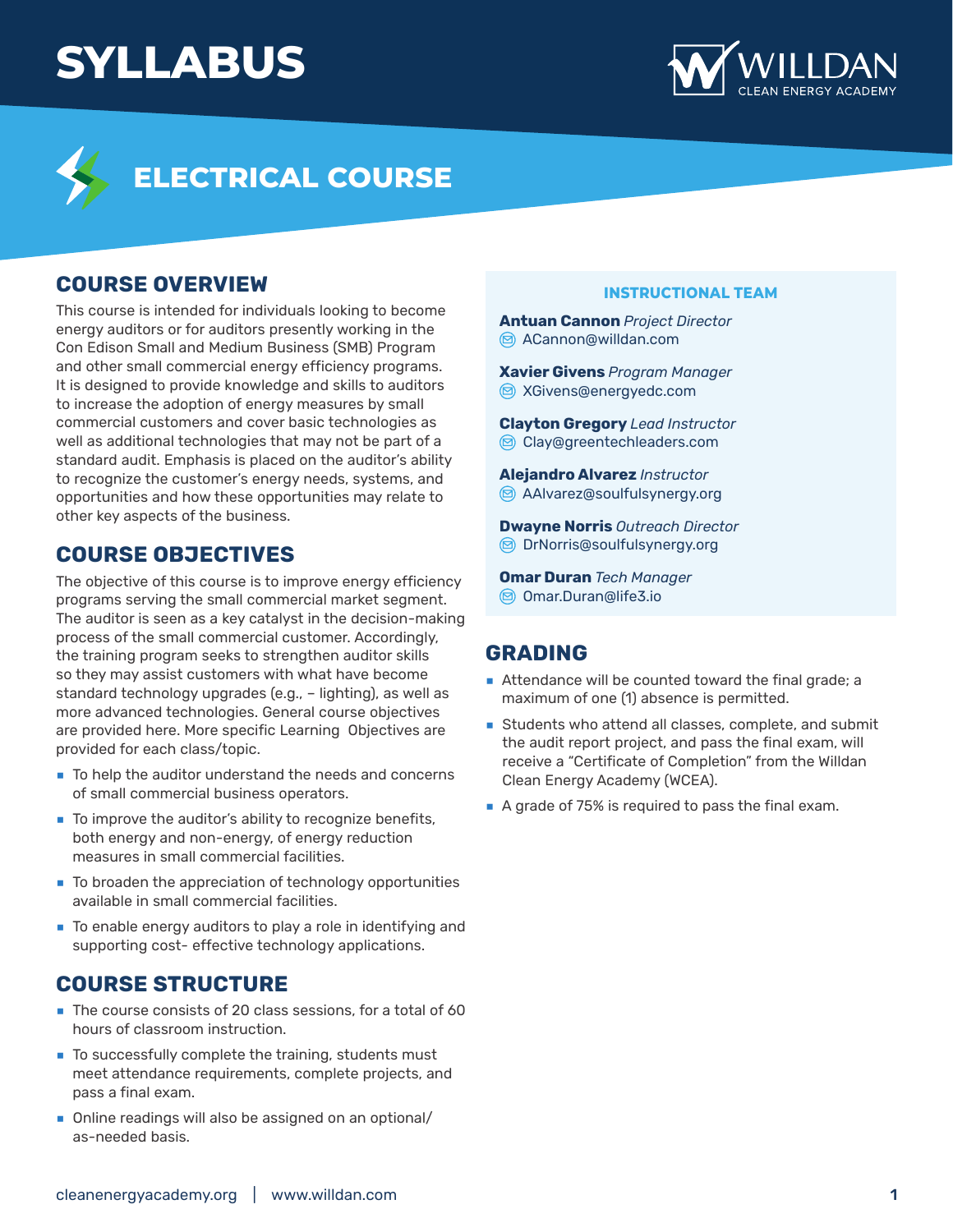# SYLLABUS

WILLDAN CLEAN ENERGY ACADEMY

## ELECTRICAL COURSE

### COURSE OVERVIEW

This course is intended for individuals looking to become energy auditors or for auditors presently working in the Con Edison Small and Medium Business (SMB) Program and other small commercial energy efficiency programs. It is designed to provide knowledge and skills to auditors to increase the adoption of energy measures by small commercial customers and cover basic technologies as well as additional technologies that may not be part of a standard audit. Emphasis is placed on the auditor's ability to recognize the customer's energy needs, systems, and opportunities and how these opportunities may relate to other key aspects of the business.

### COURSE OBJECTIVES

The objective of this course is to improve energy efficiency programs serving the small commercial market segment. The auditor is seen as a key catalyst in the decision-making process of the small commercial customer. Accordingly, the training program seeks to strengthen auditor skills so they may assist customers with what have become standard technology upgrades (e.g., – lighting), as well as more advanced technologies. General course objectives are provided here. More specific Learning Objectives are provided for each class/topic.

- To help the auditor understand the needs and concerns of small commercial business operators.
- To improve the auditor's ability to recognize benefits, both energy and non-energy, of energy reduction measures in small commercial facilities.
- To broaden the appreciation of technology opportunities available in small commercial facilities.
- To enable energy auditors to play a role in identifying and supporting cost- effective technology applications.

### COURSE STRUCTURE

- The course consists of 20 class sessions, for a total of 60 hours of classroom instruction.
- To successfully complete the training, students must meet attendance requirements, complete projects, and pass a final exam.
- Online readings will also be assigned on an optional/ as-needed basis.

### INSTRUCTIONAL TEAM

**Antuan Cannon** *Project Director*
ACannon@willdan.com

**Xavier Givens** *Program Manager*
XGivens@energyedc.com

**Clayton Gregory** *Lead Instructor*
Clay@greentechleaders.com

**Alejandro Alvarez** *Instructor*
AAlvarez@soulfulsynergy.org

**Dwayne Norris** *Outreach Director*
DrNorris@soulfulsynergy.org

**Omar Duran** *Tech Manager*
Omar.Duran@life3.io

### GRADING

- Attendance will be counted toward the final grade; a maximum of one (1) absence is permitted.
- Students who attend all classes, complete, and submit the audit report project, and pass the final exam, will receive a "Certificate of Completion" from the Willdan Clean Energy Academy (WCEA).
- A grade of 75% is required to pass the final exam.

cleanenergyacademy.org | www.willdan.com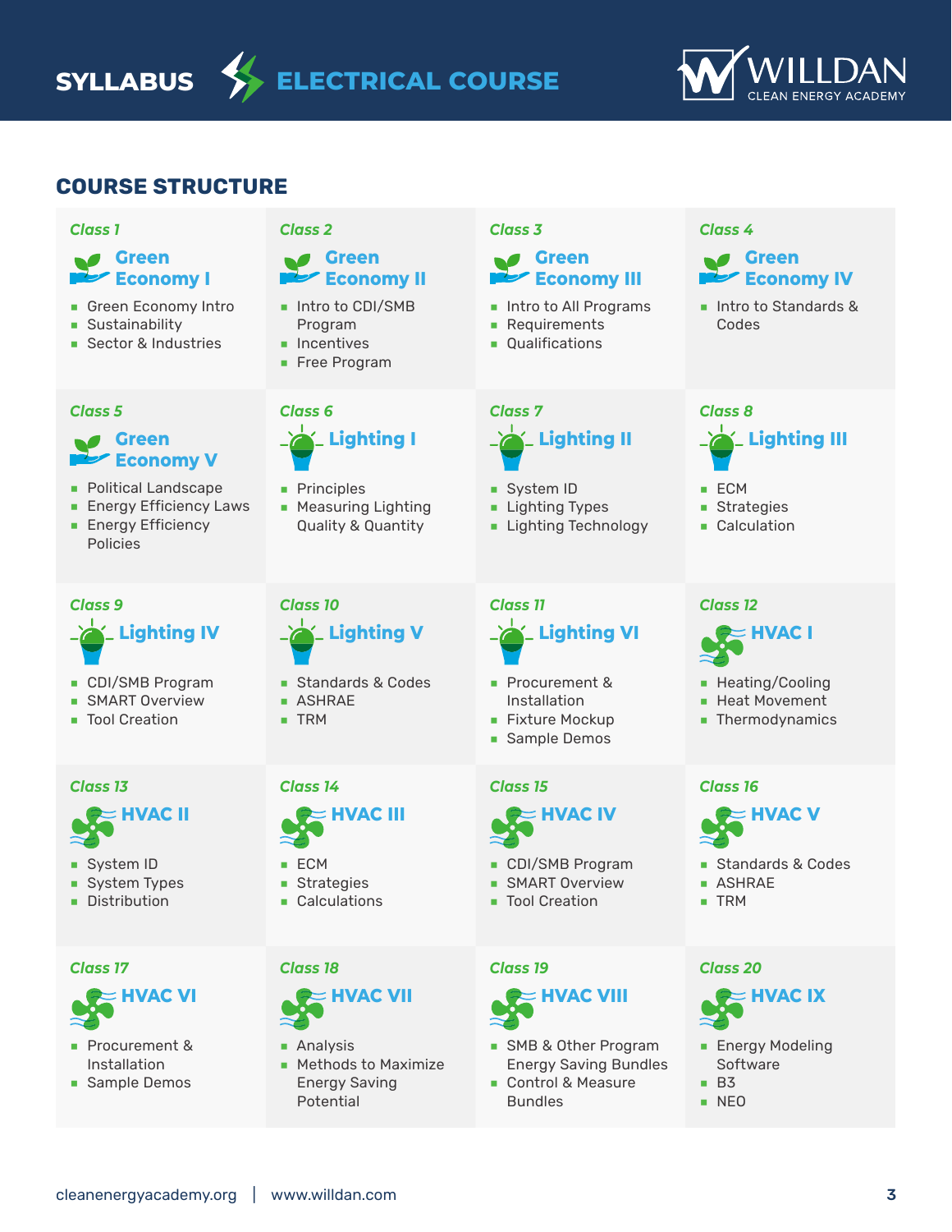# SYLLABUS — ELECTRICAL COURSE

WILLDAN CLEAN ENERGY ACADEMY

## COURSE STRUCTURE

### Class 1 — Green Economy I
- Green Economy Intro
- Sustainability
- Sector & Industries

### Class 2 — Green Economy II
- Intro to CDI/SMB Program
- Incentives
- Free Program

### Class 3 — Green Economy III
- Intro to All Programs
- Requirements
- Qualifications

### Class 4 — Green Economy IV
- Intro to Standards & Codes

### Class 5 — Green Economy V
- Political Landscape
- Energy Efficiency Laws
- Energy Efficiency Policies

### Class 6 — Lighting I
- Principles
- Measuring Lighting Quality & Quantity

### Class 7 — Lighting II
- System ID
- Lighting Types
- Lighting Technology

### Class 8 — Lighting III
- ECM
- Strategies
- Calculation

### Class 9 — Lighting IV
- CDI/SMB Program
- SMART Overview
- Tool Creation

### Class 10 — Lighting V
- Standards & Codes
- ASHRAE
- TRM

### Class 11 — Lighting VI
- Procurement & Installation
- Fixture Mockup
- Sample Demos

### Class 12 — HVAC I
- Heating/Cooling
- Heat Movement
- Thermodynamics

### Class 13 — HVAC II
- System ID
- System Types
- Distribution

### Class 14 — HVAC III
- ECM
- Strategies
- Calculations

### Class 15 — HVAC IV
- CDI/SMB Program
- SMART Overview
- Tool Creation

### Class 16 — HVAC V
- Standards & Codes
- ASHRAE
- TRM

### Class 17 — HVAC VI
- Procurement & Installation
- Sample Demos

### Class 18 — HVAC VII
- Analysis
- Methods to Maximize Energy Saving Potential

### Class 19 — HVAC VIII
- SMB & Other Program Energy Saving Bundles
- Control & Measure Bundles

### Class 20 — HVAC IX
- Energy Modeling Software
- B3
- NEO

cleanenergyacademy.org | www.willdan.com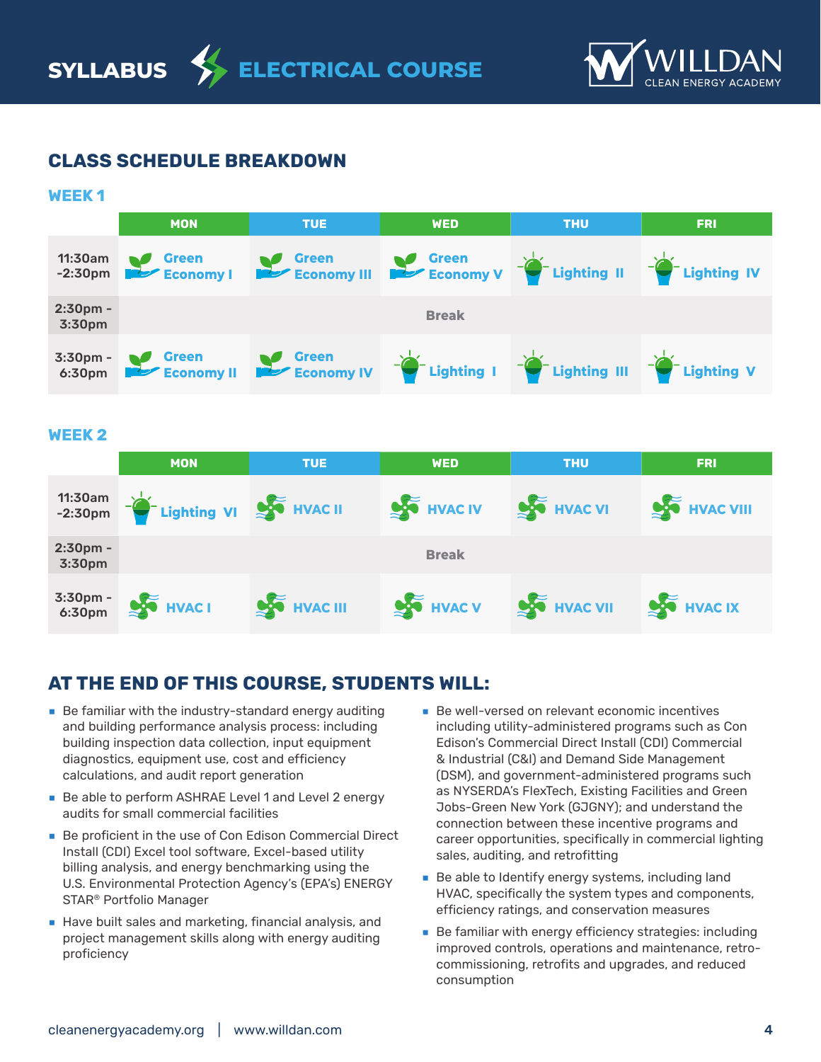# SYLLABUS — ELECTRICAL COURSE

WILLDAN CLEAN ENERGY ACADEMY

## CLASS SCHEDULE BREAKDOWN

### WEEK 1

| | MON | TUE | WED | THU | FRI |
|---|---|---|---|---|---|
| 11:30am -2:30pm | Green Economy I | Green Economy III | Green Economy V | Lighting II | Lighting IV |
| 2:30pm - 3:30pm | | | Break | | |
| 3:30pm - 6:30pm | Green Economy II | Green Economy IV | Lighting I | Lighting III | Lighting V |

### WEEK 2

| | MON | TUE | WED | THU | FRI |
|---|---|---|---|---|---|
| 11:30am -2:30pm | Lighting VI | HVAC II | HVAC IV | HVAC VI | HVAC VIII |
| 2:30pm - 3:30pm | | | Break | | |
| 3:30pm - 6:30pm | HVAC I | HVAC III | HVAC V | HVAC VII | HVAC IX |

## AT THE END OF THIS COURSE, STUDENTS WILL:

- Be familiar with the industry-standard energy auditing and building performance analysis process: including building inspection data collection, input equipment diagnostics, equipment use, cost and efficiency calculations, and audit report generation
- Be able to perform ASHRAE Level 1 and Level 2 energy audits for small commercial facilities
- Be proficient in the use of Con Edison Commercial Direct Install (CDI) Excel tool software, Excel-based utility billing analysis, and energy benchmarking using the U.S. Environmental Protection Agency's (EPA's) ENERGY STAR® Portfolio Manager
- Have built sales and marketing, financial analysis, and project management skills along with energy auditing proficiency
- Be well-versed on relevant economic incentives including utility-administered programs such as Con Edison's Commercial Direct Install (CDI) Commercial & Industrial (C&I) and Demand Side Management (DSM), and government-administered programs such as NYSERDA's FlexTech, Existing Facilities and Green Jobs-Green New York (GJGNY); and understand the connection between these incentive programs and career opportunities, specifically in commercial lighting sales, auditing, and retrofitting
- Be able to Identify energy systems, including land HVAC, specifically the system types and components, efficiency ratings, and conservation measures
- Be familiar with energy efficiency strategies: including improved controls, operations and maintenance, retro-commissioning, retrofits and upgrades, and reduced consumption

cleanenergyacademy.org | www.willdan.com